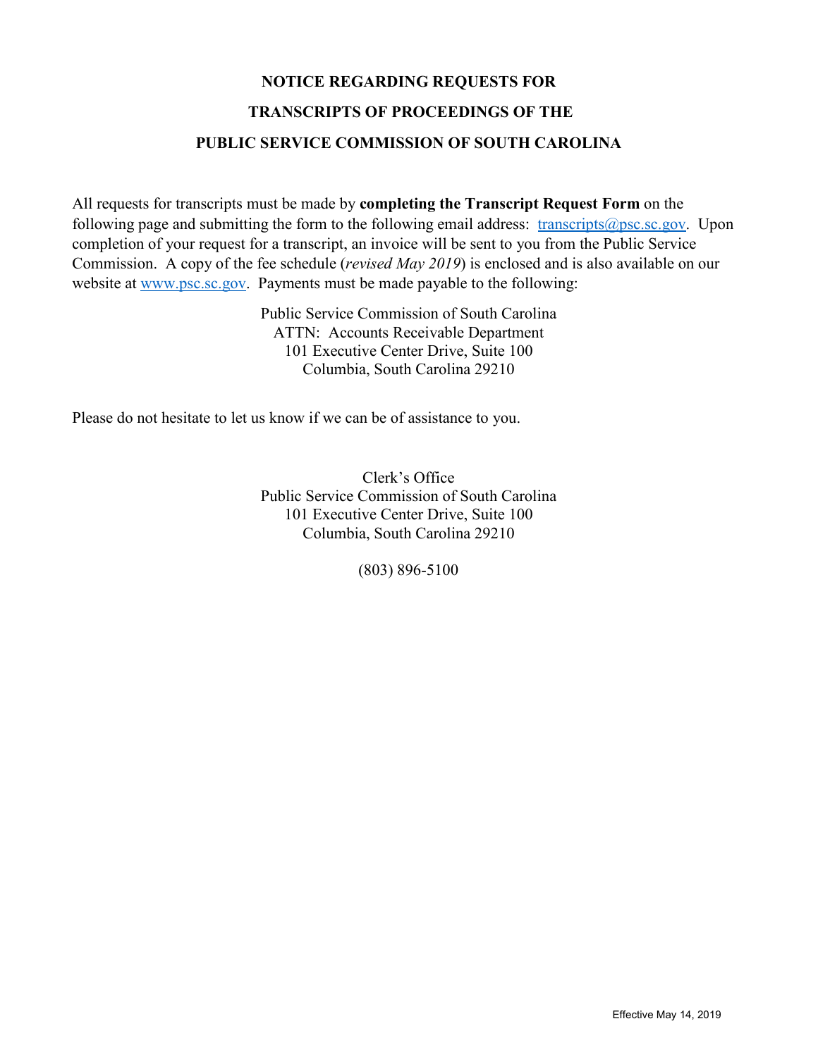# NOTICE REGARDING REQUESTS FOR TRANSCRIPTS OF PROCEEDINGS OF THE PUBLIC SERVICE COMMISSION OF SOUTH CAROLINA

All requests for transcripts must be made by **completing the Transcript Request Form** on the following page and submitting the form to the following email address: transcripts@psc.sc.gov. Upon completion of your request for a transcript, an invoice will be sent to you from the Public Service Commission. A copy of the fee schedule (*revised May 2019*) is enclosed and is also available on our website at www.psc.sc.gov. Payments must be made payable to the following:

Public Service Commission of South Carolina
ATTN: Accounts Receivable Department
101 Executive Center Drive, Suite 100
Columbia, South Carolina 29210

Please do not hesitate to let us know if we can be of assistance to you.

Clerk's Office
Public Service Commission of South Carolina
101 Executive Center Drive, Suite 100
Columbia, South Carolina 29210

(803) 896-5100

Effective May 14, 2019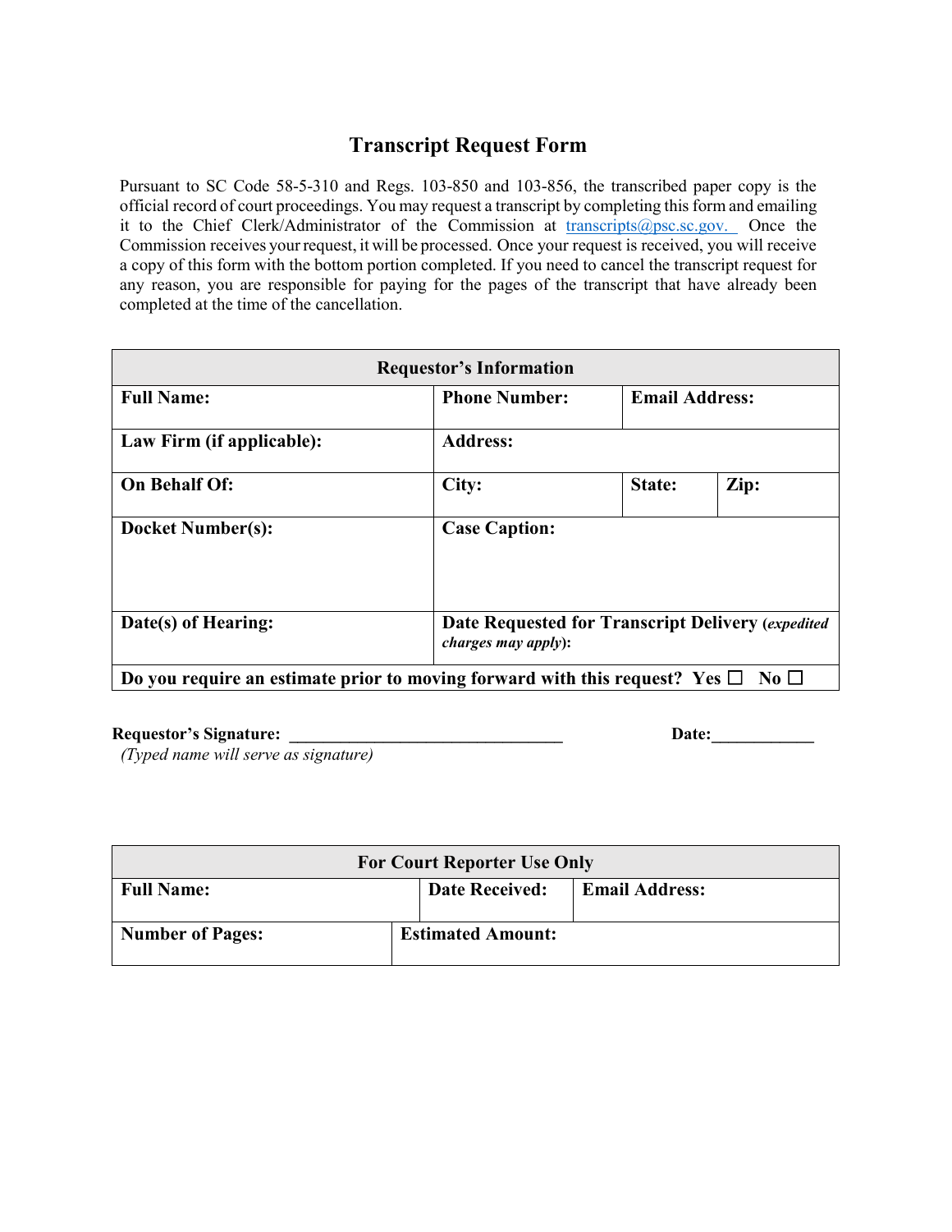# Transcript Request Form

Pursuant to SC Code 58-5-310 and Regs. 103-850 and 103-856, the transcribed paper copy is the official record of court proceedings. You may request a transcript by completing this form and emailing it to the Chief Clerk/Administrator of the Commission at transcripts@psc.sc.gov. Once the Commission receives your request, it will be processed. Once your request is received, you will receive a copy of this form with the bottom portion completed. If you need to cancel the transcript request for any reason, you are responsible for paying for the pages of the transcript that have already been completed at the time of the cancellation.

| **Requestor's Information** | | | |
|---|---|---|---|
| **Full Name:** | **Phone Number:** | **Email Address:** | |
| **Law Firm (if applicable):** | **Address:** | | |
| **On Behalf Of:** | **City:** | **State:** | **Zip:** |
| **Docket Number(s):** | **Case Caption:** | | |
| **Date(s) of Hearing:** | **Date Requested for Transcript Delivery** (*expedited charges may apply*): | | |
| **Do you require an estimate prior to moving forward with this request? Yes ☐ No ☐** | | | |

**Requestor's Signature:** ________________________________ **Date:**____________

*(Typed name will serve as signature)*

| **For Court Reporter Use Only** | | |
|---|---|---|
| **Full Name:** | **Date Received:** | **Email Address:** |
| **Number of Pages:** | **Estimated Amount:** | |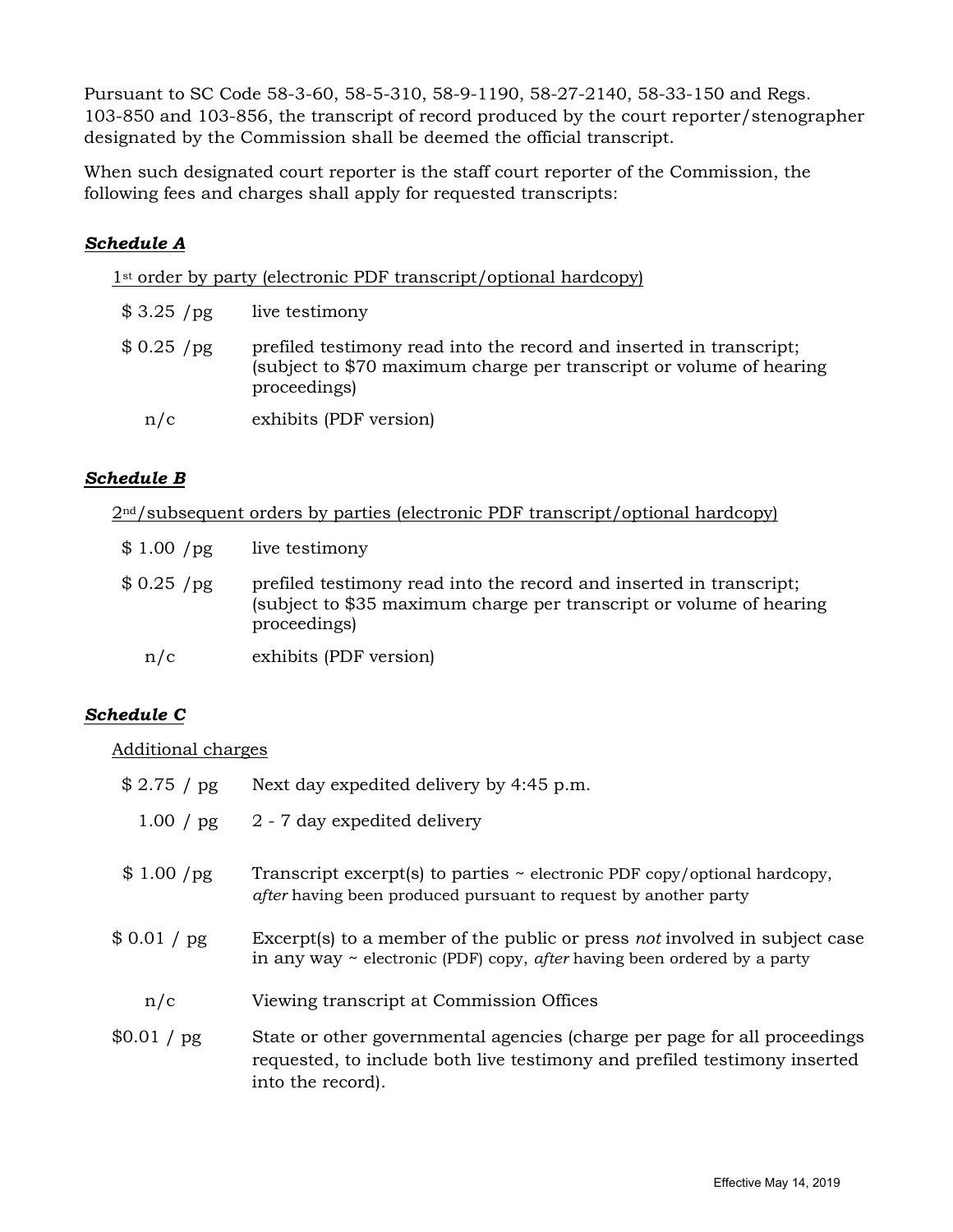Pursuant to SC Code 58-3-60, 58-5-310, 58-9-1190, 58-27-2140, 58-33-150 and Regs. 103-850 and 103-856, the transcript of record produced by the court reporter/stenographer designated by the Commission shall be deemed the official transcript.

When such designated court reporter is the staff court reporter of the Commission, the following fees and charges shall apply for requested transcripts:

***Schedule A***

1st order by party (electronic PDF transcript/optional hardcopy)

| | |
|---|---|
| $ 3.25 /pg | live testimony |
| $ 0.25 /pg | prefiled testimony read into the record and inserted in transcript; (subject to $70 maximum charge per transcript or volume of hearing proceedings) |
| n/c | exhibits (PDF version) |

***Schedule B***

2nd/subsequent orders by parties (electronic PDF transcript/optional hardcopy)

| | |
|---|---|
| $ 1.00 /pg | live testimony |
| $ 0.25 /pg | prefiled testimony read into the record and inserted in transcript; (subject to $35 maximum charge per transcript or volume of hearing proceedings) |
| n/c | exhibits (PDF version) |

***Schedule C***

Additional charges

| | |
|---|---|
| $ 2.75 / pg | Next day expedited delivery by 4:45 p.m. |
| 1.00 / pg | 2 - 7 day expedited delivery |
| $ 1.00 /pg | Transcript excerpt(s) to parties ~ electronic PDF copy/optional hardcopy, *after* having been produced pursuant to request by another party |
| $ 0.01 / pg | Excerpt(s) to a member of the public or press *not* involved in subject case in any way ~ electronic (PDF) copy, *after* having been ordered by a party |
| n/c | Viewing transcript at Commission Offices |
| $0.01 / pg | State or other governmental agencies (charge per page for all proceedings requested, to include both live testimony and prefiled testimony inserted into the record). |

Effective May 14, 2019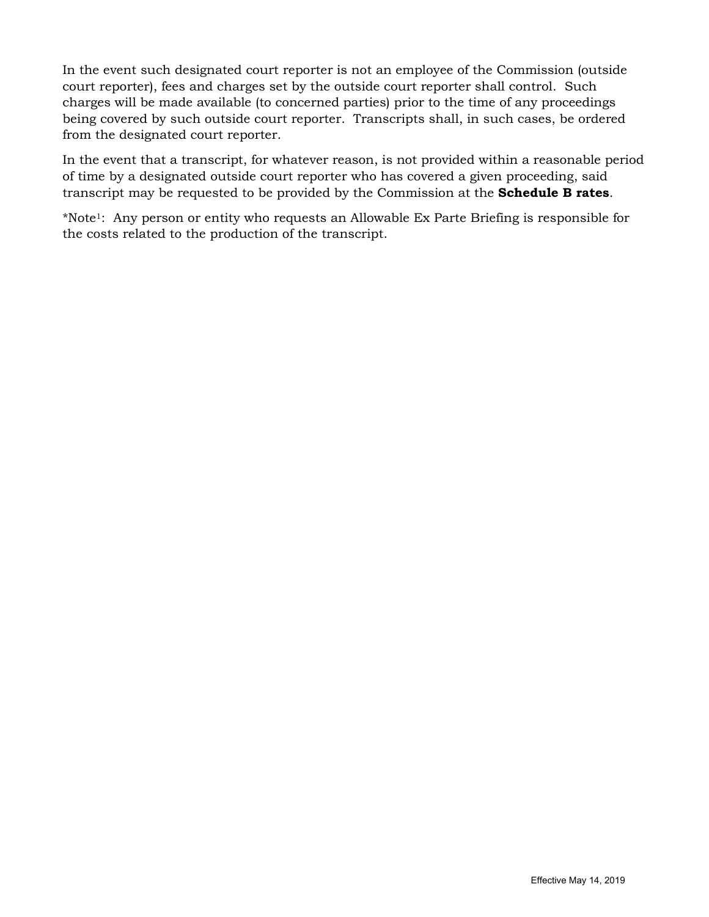In the event such designated court reporter is not an employee of the Commission (outside court reporter), fees and charges set by the outside court reporter shall control. Such charges will be made available (to concerned parties) prior to the time of any proceedings being covered by such outside court reporter. Transcripts shall, in such cases, be ordered from the designated court reporter.

In the event that a transcript, for whatever reason, is not provided within a reasonable period of time by a designated outside court reporter who has covered a given proceeding, said transcript may be requested to be provided by the Commission at the **Schedule B rates**.

*Note[1]: Any person or entity who requests an Allowable Ex Parte Briefing is responsible for the costs related to the production of the transcript.

Effective May 14, 2019